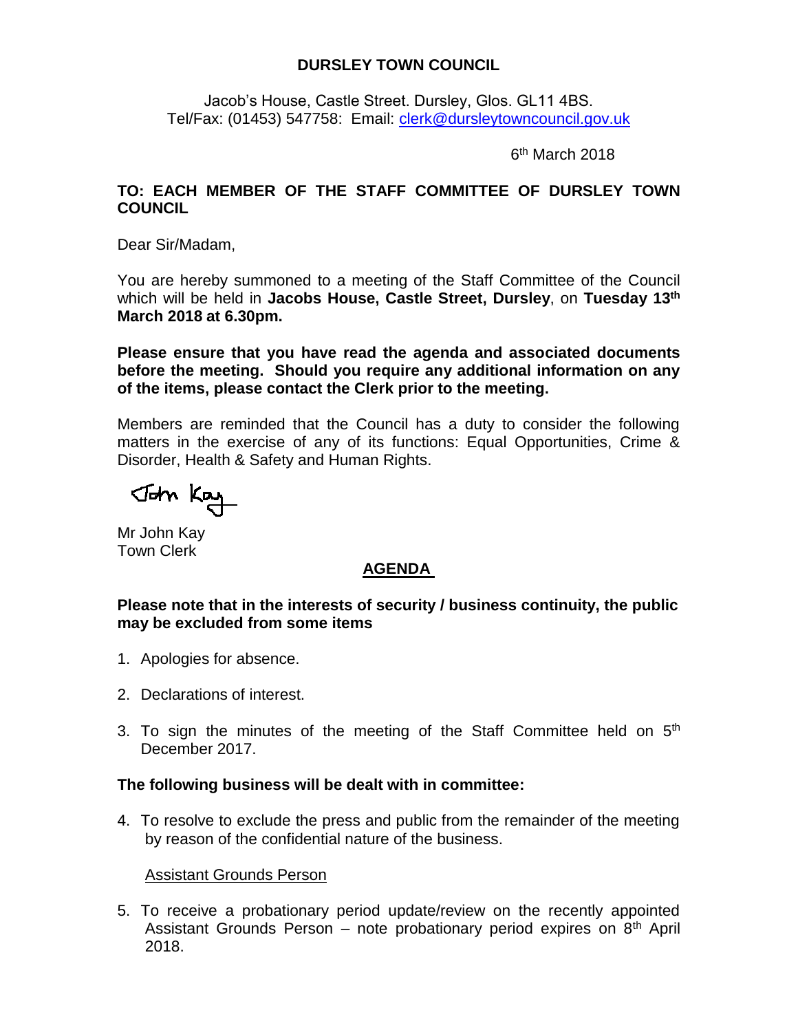# DURSLEY TOWN COUNCIL

Jacob's House, Castle Street. Dursley, Glos. GL11 4BS.
Tel/Fax: (01453) 547758: Email: clerk@dursleytowncouncil.gov.uk

6th March 2018

**TO: EACH MEMBER OF THE STAFF COMMITTEE OF DURSLEY TOWN COUNCIL**

Dear Sir/Madam,

You are hereby summoned to a meeting of the Staff Committee of the Council which will be held in **Jacobs House, Castle Street, Dursley**, on **Tuesday 13th March 2018 at 6.30pm.**

**Please ensure that you have read the agenda and associated documents before the meeting. Should you require any additional information on any of the items, please contact the Clerk prior to the meeting.**

Members are reminded that the Council has a duty to consider the following matters in the exercise of any of its functions: Equal Opportunities, Crime & Disorder, Health & Safety and Human Rights.

John Kay

Mr John Kay
Town Clerk

## AGENDA

**Please note that in the interests of security / business continuity, the public may be excluded from some items**

1. Apologies for absence.
2. Declarations of interest.
3. To sign the minutes of the meeting of the Staff Committee held on 5th December 2017.

**The following business will be dealt with in committee:**

4. To resolve to exclude the press and public from the remainder of the meeting by reason of the confidential nature of the business.

   Assistant Grounds Person

5. To receive a probationary period update/review on the recently appointed Assistant Grounds Person – note probationary period expires on 8th April 2018.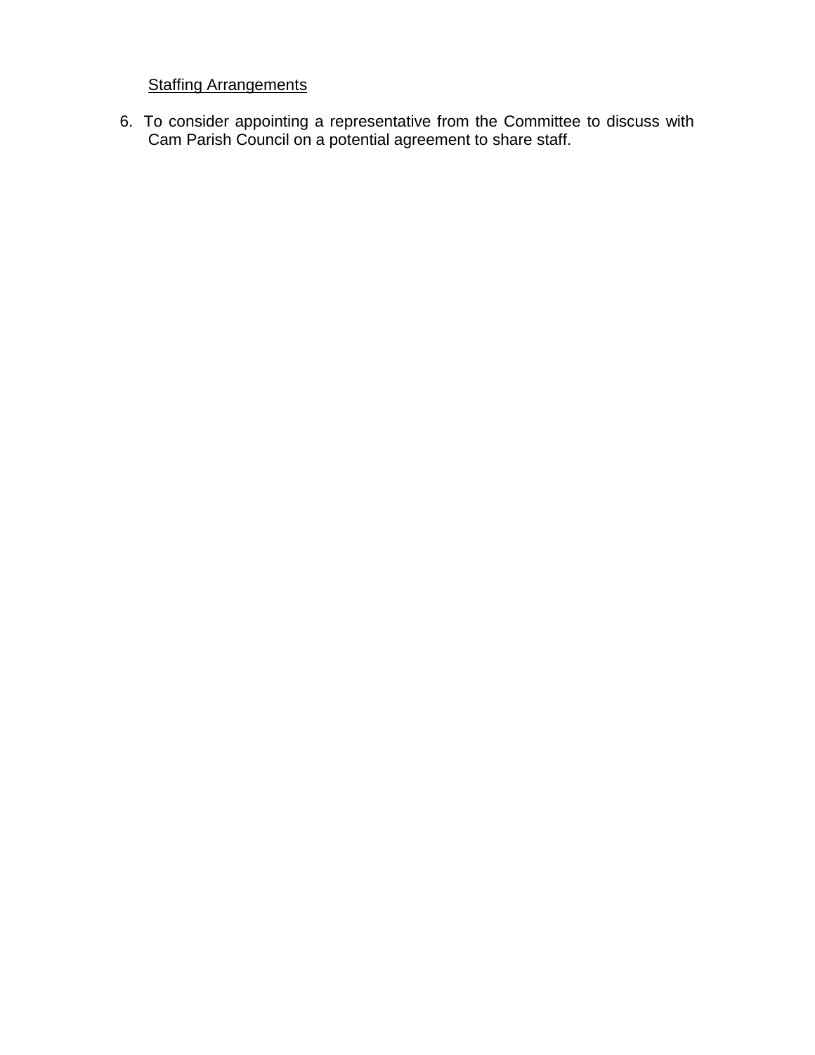Staffing Arrangements

6. To consider appointing a representative from the Committee to discuss with Cam Parish Council on a potential agreement to share staff.